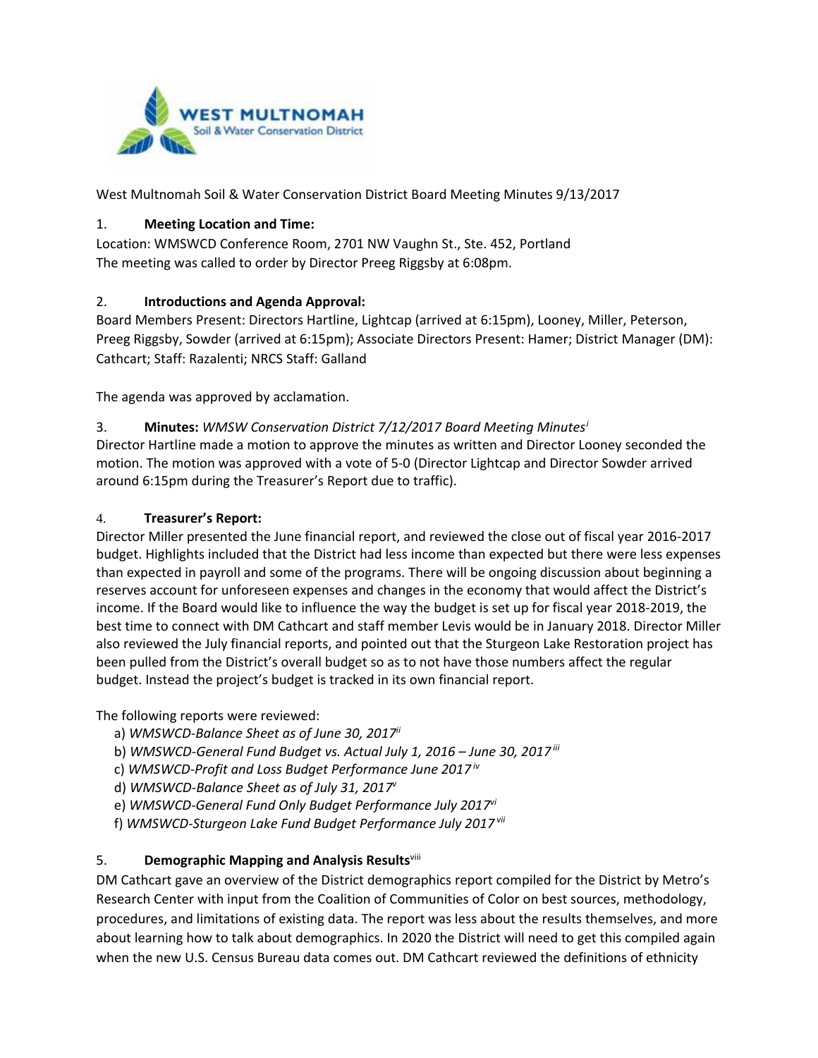West Multnomah Soil & Water Conservation District Board Meeting Minutes 9/13/2017

1. **Meeting Location and Time:**

Location: WMSWCD Conference Room, 2701 NW Vaughn St., Ste. 452, Portland

The meeting was called to order by Director Preeg Riggsby at 6:08pm.

2. **Introductions and Agenda Approval:**

Board Members Present: Directors Hartline, Lightcap (arrived at 6:15pm), Looney, Miller, Peterson, Preeg Riggsby, Sowder (arrived at 6:15pm); Associate Directors Present: Hamer; District Manager (DM): Cathcart; Staff: Razalenti; NRCS Staff: Galland

The agenda was approved by acclamation.

3. **Minutes:** *WMSW Conservation District 7/12/2017 Board Meeting Minutes*[i]

Director Hartline made a motion to approve the minutes as written and Director Looney seconded the motion. The motion was approved with a vote of 5-0 (Director Lightcap and Director Sowder arrived around 6:15pm during the Treasurer's Report due to traffic).

4. **Treasurer's Report:**

Director Miller presented the June financial report, and reviewed the close out of fiscal year 2016-2017 budget. Highlights included that the District had less income than expected but there were less expenses than expected in payroll and some of the programs. There will be ongoing discussion about beginning a reserves account for unforeseen expenses and changes in the economy that would affect the District's income. If the Board would like to influence the way the budget is set up for fiscal year 2018-2019, the best time to connect with DM Cathcart and staff member Levis would be in January 2018. Director Miller also reviewed the July financial reports, and pointed out that the Sturgeon Lake Restoration project has been pulled from the District's overall budget so as to not have those numbers affect the regular budget. Instead the project's budget is tracked in its own financial report.

The following reports were reviewed:

a) *WMSWCD-Balance Sheet as of June 30, 2017*[ii]
b) *WMSWCD-General Fund Budget vs. Actual July 1, 2016 – June 30, 2017*[iii]
c) *WMSWCD-Profit and Loss Budget Performance June 2017*[iv]
d) *WMSWCD-Balance Sheet as of July 31, 2017*[v]
e) *WMSWCD-General Fund Only Budget Performance July 2017*[vi]
f) *WMSWCD-Sturgeon Lake Fund Budget Performance July 2017*[vii]

5. **Demographic Mapping and Analysis Results**[viii]

DM Cathcart gave an overview of the District demographics report compiled for the District by Metro's Research Center with input from the Coalition of Communities of Color on best sources, methodology, procedures, and limitations of existing data. The report was less about the results themselves, and more about learning how to talk about demographics. In 2020 the District will need to get this compiled again when the new U.S. Census Bureau data comes out. DM Cathcart reviewed the definitions of ethnicity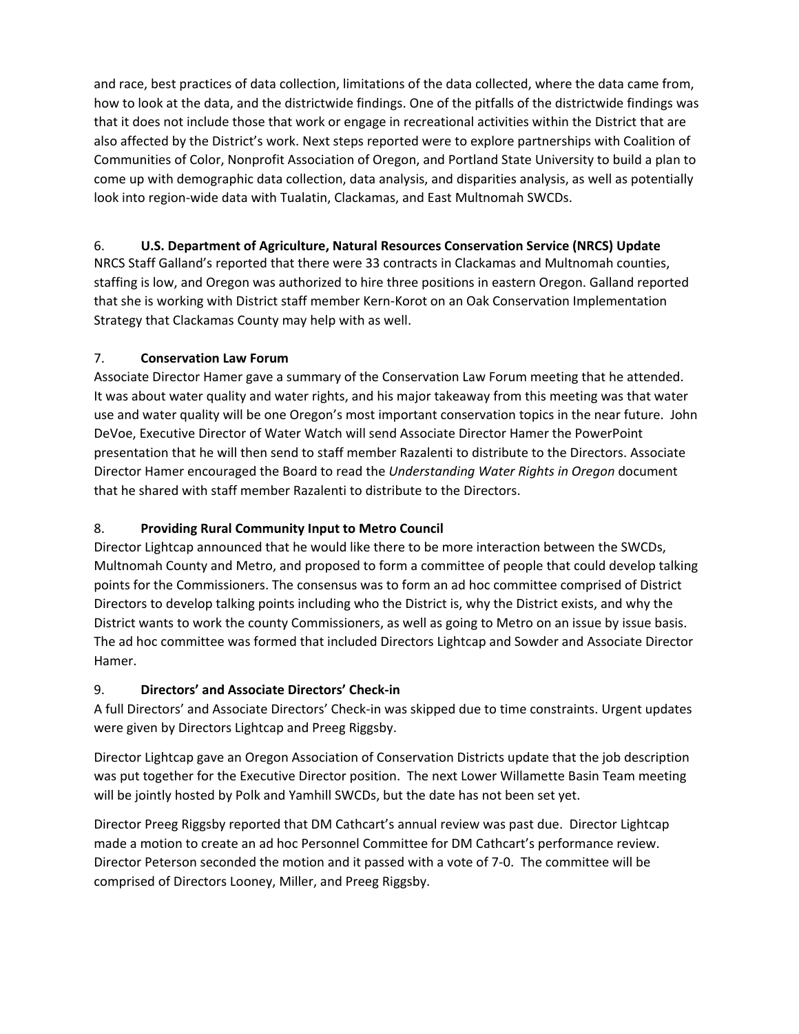and race, best practices of data collection, limitations of the data collected, where the data came from, how to look at the data, and the districtwide findings. One of the pitfalls of the districtwide findings was that it does not include those that work or engage in recreational activities within the District that are also affected by the District's work. Next steps reported were to explore partnerships with Coalition of Communities of Color, Nonprofit Association of Oregon, and Portland State University to build a plan to come up with demographic data collection, data analysis, and disparities analysis, as well as potentially look into region-wide data with Tualatin, Clackamas, and East Multnomah SWCDs.

6. **U.S. Department of Agriculture, Natural Resources Conservation Service (NRCS) Update**

NRCS Staff Galland's reported that there were 33 contracts in Clackamas and Multnomah counties, staffing is low, and Oregon was authorized to hire three positions in eastern Oregon. Galland reported that she is working with District staff member Kern-Korot on an Oak Conservation Implementation Strategy that Clackamas County may help with as well.

7. **Conservation Law Forum**

Associate Director Hamer gave a summary of the Conservation Law Forum meeting that he attended. It was about water quality and water rights, and his major takeaway from this meeting was that water use and water quality will be one Oregon's most important conservation topics in the near future. John DeVoe, Executive Director of Water Watch will send Associate Director Hamer the PowerPoint presentation that he will then send to staff member Razalenti to distribute to the Directors. Associate Director Hamer encouraged the Board to read the *Understanding Water Rights in Oregon* document that he shared with staff member Razalenti to distribute to the Directors.

8. **Providing Rural Community Input to Metro Council**

Director Lightcap announced that he would like there to be more interaction between the SWCDs, Multnomah County and Metro, and proposed to form a committee of people that could develop talking points for the Commissioners. The consensus was to form an ad hoc committee comprised of District Directors to develop talking points including who the District is, why the District exists, and why the District wants to work the county Commissioners, as well as going to Metro on an issue by issue basis. The ad hoc committee was formed that included Directors Lightcap and Sowder and Associate Director Hamer.

9. **Directors' and Associate Directors' Check-in**

A full Directors' and Associate Directors' Check-in was skipped due to time constraints. Urgent updates were given by Directors Lightcap and Preeg Riggsby.

Director Lightcap gave an Oregon Association of Conservation Districts update that the job description was put together for the Executive Director position. The next Lower Willamette Basin Team meeting will be jointly hosted by Polk and Yamhill SWCDs, but the date has not been set yet.

Director Preeg Riggsby reported that DM Cathcart's annual review was past due. Director Lightcap made a motion to create an ad hoc Personnel Committee for DM Cathcart's performance review. Director Peterson seconded the motion and it passed with a vote of 7-0. The committee will be comprised of Directors Looney, Miller, and Preeg Riggsby.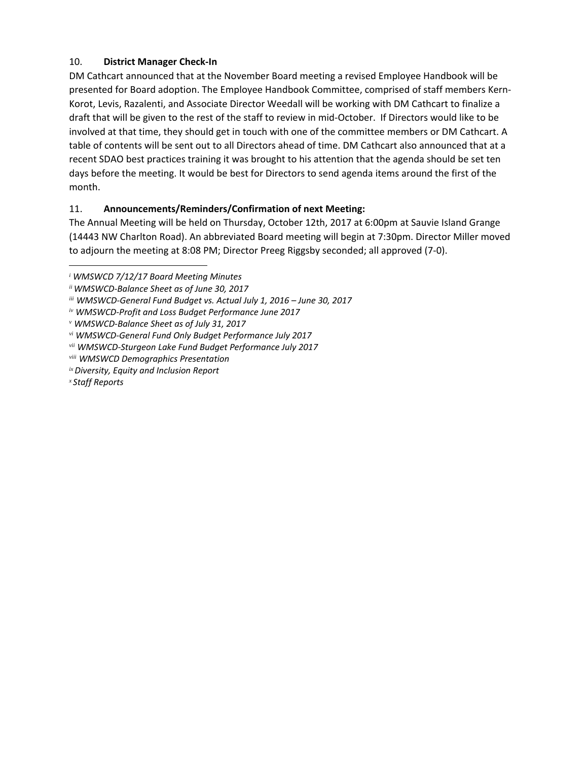10. **District Manager Check-In**

DM Cathcart announced that at the November Board meeting a revised Employee Handbook will be presented for Board adoption. The Employee Handbook Committee, comprised of staff members Kern-Korot, Levis, Razalenti, and Associate Director Weedall will be working with DM Cathcart to finalize a draft that will be given to the rest of the staff to review in mid-October. If Directors would like to be involved at that time, they should get in touch with one of the committee members or DM Cathcart. A table of contents will be sent out to all Directors ahead of time. DM Cathcart also announced that at a recent SDAO best practices training it was brought to his attention that the agenda should be set ten days before the meeting. It would be best for Directors to send agenda items around the first of the month.

11. **Announcements/Reminders/Confirmation of next Meeting:**

The Annual Meeting will be held on Thursday, October 12th, 2017 at 6:00pm at Sauvie Island Grange (14443 NW Charlton Road). An abbreviated Board meeting will begin at 7:30pm. Director Miller moved to adjourn the meeting at 8:08 PM; Director Preeg Riggsby seconded; all approved (7-0).

---

[i] *WMSWCD 7/12/17 Board Meeting Minutes*

[ii] *WMSWCD-Balance Sheet as of June 30, 2017*

[iii] *WMSWCD-General Fund Budget vs. Actual July 1, 2016 – June 30, 2017*

[iv] *WMSWCD-Profit and Loss Budget Performance June 2017*

[v] *WMSWCD-Balance Sheet as of July 31, 2017*

[vi] *WMSWCD-General Fund Only Budget Performance July 2017*

[vii] *WMSWCD-Sturgeon Lake Fund Budget Performance July 2017*

[viii] *WMSWCD Demographics Presentation*

[ix] *Diversity, Equity and Inclusion Report*

[x] *Staff Reports*